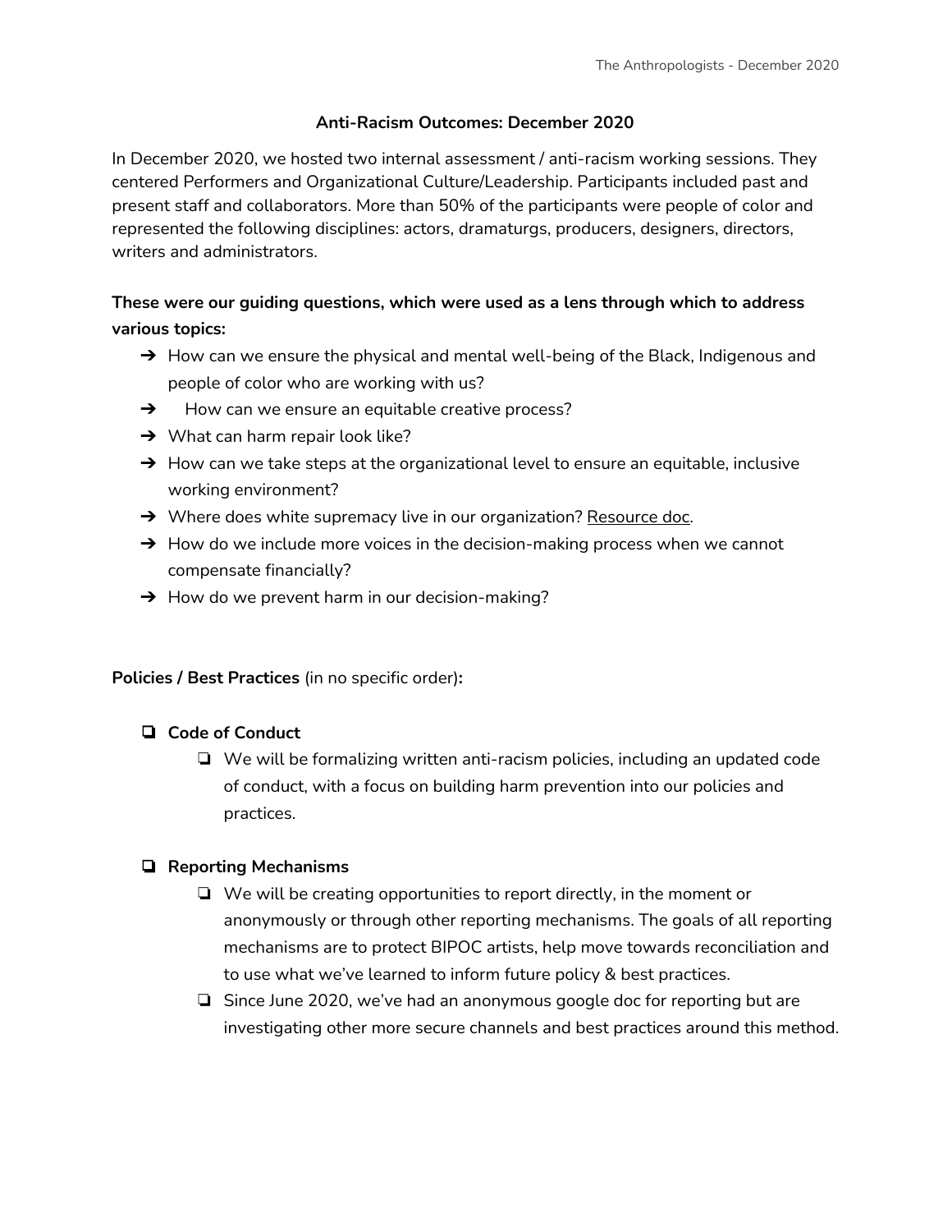## Anti-Racism Outcomes: December 2020

In December 2020, we hosted two internal assessment / anti-racism working sessions. They centered Performers and Organizational Culture/Leadership. Participants included past and present staff and collaborators. More than 50% of the participants were people of color and represented the following disciplines: actors, dramaturgs, producers, designers, directors, writers and administrators.

**These were our guiding questions, which were used as a lens through which to address various topics:**

- How can we ensure the physical and mental well-being of the Black, Indigenous and people of color who are working with us?
- How can we ensure an equitable creative process?
- What can harm repair look like?
- How can we take steps at the organizational level to ensure an equitable, inclusive working environment?
- Where does white supremacy live in our organization? Resource doc.
- How do we include more voices in the decision-making process when we cannot compensate financially?
- How do we prevent harm in our decision-making?

**Policies / Best Practices** (in no specific order)**:**

- **Code of Conduct**
  - We will be formalizing written anti-racism policies, including an updated code of conduct, with a focus on building harm prevention into our policies and practices.
- **Reporting Mechanisms**
  - We will be creating opportunities to report directly, in the moment or anonymously or through other reporting mechanisms. The goals of all reporting mechanisms are to protect BIPOC artists, help move towards reconciliation and to use what we've learned to inform future policy & best practices.
  - Since June 2020, we've had an anonymous google doc for reporting but are investigating other more secure channels and best practices around this method.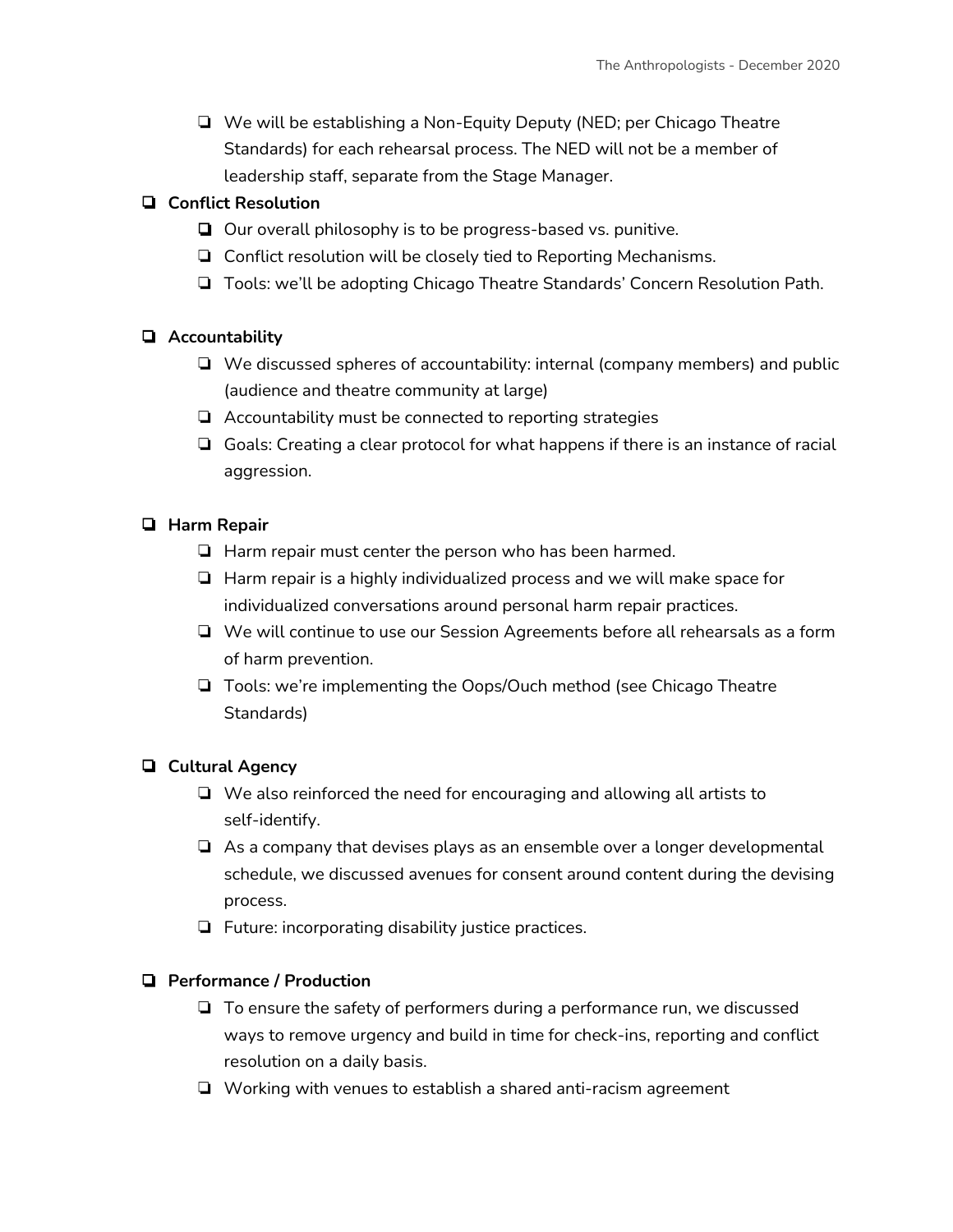- We will be establishing a Non-Equity Deputy (NED; per Chicago Theatre Standards) for each rehearsal process. The NED will not be a member of leadership staff, separate from the Stage Manager.

- **Conflict Resolution**
  - Our overall philosophy is to be progress-based vs. punitive.
  - Conflict resolution will be closely tied to Reporting Mechanisms.
  - Tools: we'll be adopting Chicago Theatre Standards' Concern Resolution Path.

- **Accountability**
  - We discussed spheres of accountability: internal (company members) and public (audience and theatre community at large)
  - Accountability must be connected to reporting strategies
  - Goals: Creating a clear protocol for what happens if there is an instance of racial aggression.

- **Harm Repair**
  - Harm repair must center the person who has been harmed.
  - Harm repair is a highly individualized process and we will make space for individualized conversations around personal harm repair practices.
  - We will continue to use our Session Agreements before all rehearsals as a form of harm prevention.
  - Tools: we're implementing the Oops/Ouch method (see Chicago Theatre Standards)

- **Cultural Agency**
  - We also reinforced the need for encouraging and allowing all artists to self-identify.
  - As a company that devises plays as an ensemble over a longer developmental schedule, we discussed avenues for consent around content during the devising process.
  - Future: incorporating disability justice practices.

- **Performance / Production**
  - To ensure the safety of performers during a performance run, we discussed ways to remove urgency and build in time for check-ins, reporting and conflict resolution on a daily basis.
  - Working with venues to establish a shared anti-racism agreement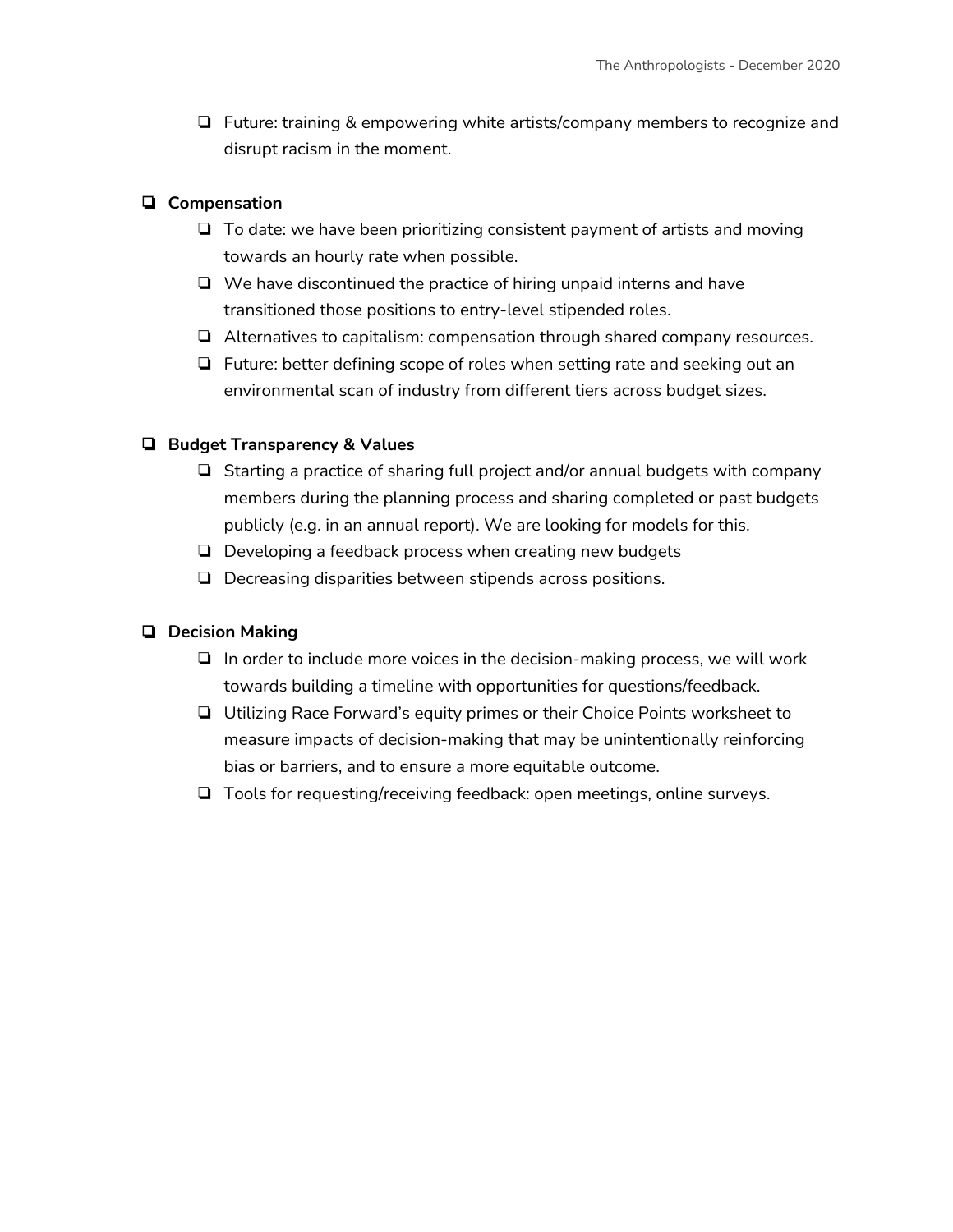- Future: training & empowering white artists/company members to recognize and disrupt racism in the moment.

- **Compensation**
  - To date: we have been prioritizing consistent payment of artists and moving towards an hourly rate when possible.
  - We have discontinued the practice of hiring unpaid interns and have transitioned those positions to entry-level stipended roles.
  - Alternatives to capitalism: compensation through shared company resources.
  - Future: better defining scope of roles when setting rate and seeking out an environmental scan of industry from different tiers across budget sizes.

- **Budget Transparency & Values**
  - Starting a practice of sharing full project and/or annual budgets with company members during the planning process and sharing completed or past budgets publicly (e.g. in an annual report). We are looking for models for this.
  - Developing a feedback process when creating new budgets
  - Decreasing disparities between stipends across positions.

- **Decision Making**
  - In order to include more voices in the decision-making process, we will work towards building a timeline with opportunities for questions/feedback.
  - Utilizing Race Forward's equity primes or their Choice Points worksheet to measure impacts of decision-making that may be unintentionally reinforcing bias or barriers, and to ensure a more equitable outcome.
  - Tools for requesting/receiving feedback: open meetings, online surveys.